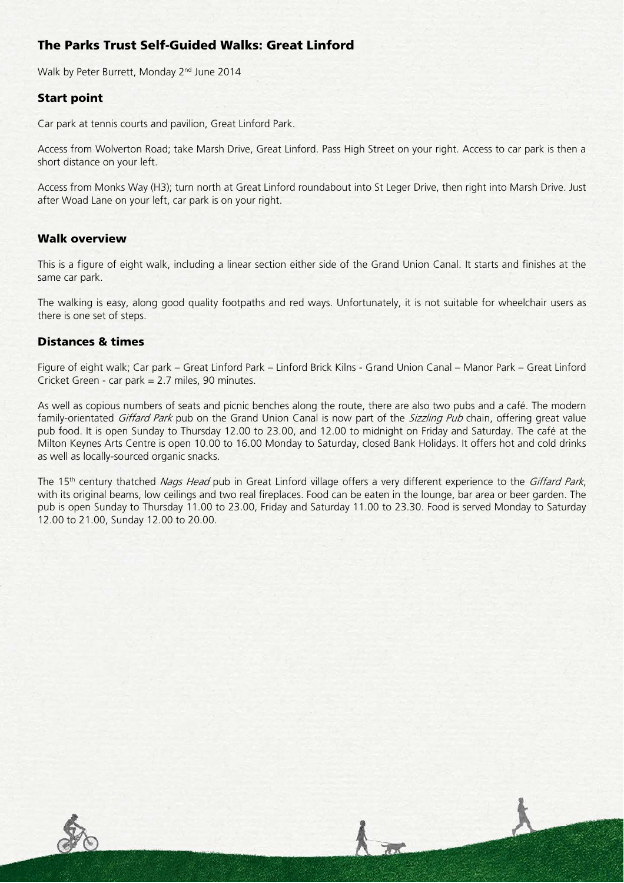# The Parks Trust Self-Guided Walks: Great Linford

Walk by Peter Burrett, Monday 2nd June 2014

## Start point

Car park at tennis courts and pavilion, Great Linford Park.

Access from Wolverton Road; take Marsh Drive, Great Linford. Pass High Street on your right. Access to car park is then a short distance on your left.

Access from Monks Way (H3); turn north at Great Linford roundabout into St Leger Drive, then right into Marsh Drive. Just after Woad Lane on your left, car park is on your right.

## Walk overview

This is a figure of eight walk, including a linear section either side of the Grand Union Canal. It starts and finishes at the same car park.

The walking is easy, along good quality footpaths and red ways. Unfortunately, it is not suitable for wheelchair users as there is one set of steps.

## Distances & times

Figure of eight walk; Car park – Great Linford Park – Linford Brick Kilns - Grand Union Canal – Manor Park – Great Linford Cricket Green - car park = 2.7 miles, 90 minutes.

As well as copious numbers of seats and picnic benches along the route, there are also two pubs and a café. The modern family-orientated *Giffard Park* pub on the Grand Union Canal is now part of the *Sizzling Pub* chain, offering great value pub food. It is open Sunday to Thursday 12.00 to 23.00, and 12.00 to midnight on Friday and Saturday. The café at the Milton Keynes Arts Centre is open 10.00 to 16.00 Monday to Saturday, closed Bank Holidays. It offers hot and cold drinks as well as locally-sourced organic snacks.

The 15th century thatched *Nags Head* pub in Great Linford village offers a very different experience to the *Giffard Park*, with its original beams, low ceilings and two real fireplaces. Food can be eaten in the lounge, bar area or beer garden. The pub is open Sunday to Thursday 11.00 to 23.00, Friday and Saturday 11.00 to 23.30. Food is served Monday to Saturday 12.00 to 21.00, Sunday 12.00 to 20.00.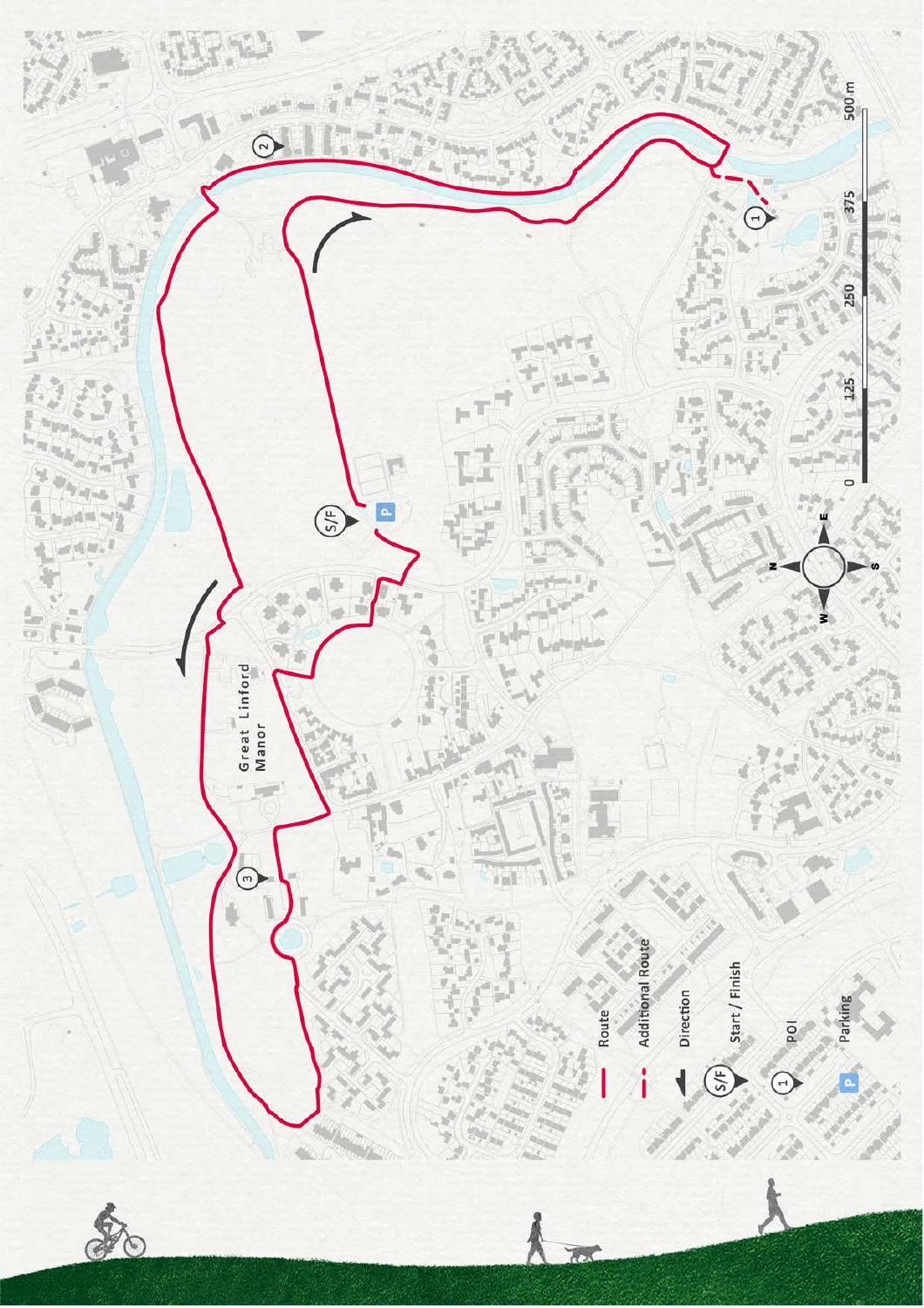Great Linford Manor

- Route
- Additional Route
- Direction
- S/F Start / Finish
- 1 POI
- P Parking

0 125 250 375 500 m

N E S W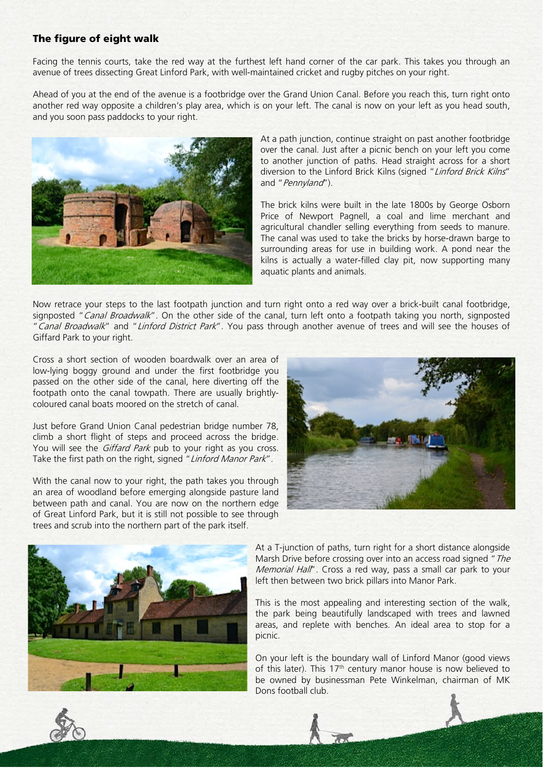### The figure of eight walk

Facing the tennis courts, take the red way at the furthest left hand corner of the car park. This takes you through an avenue of trees dissecting Great Linford Park, with well-maintained cricket and rugby pitches on your right.

Ahead of you at the end of the avenue is a footbridge over the Grand Union Canal. Before you reach this, turn right onto another red way opposite a children's play area, which is on your left. The canal is now on your left as you head south, and you soon pass paddocks to your right.

At a path junction, continue straight on past another footbridge over the canal. Just after a picnic bench on your left you come to another junction of paths. Head straight across for a short diversion to the Linford Brick Kilns (signed "*Linford Brick Kilns*" and "*Pennyland*").

The brick kilns were built in the late 1800s by George Osborn Price of Newport Pagnell, a coal and lime merchant and agricultural chandler selling everything from seeds to manure. The canal was used to take the bricks by horse-drawn barge to surrounding areas for use in building work. A pond near the kilns is actually a water-filled clay pit, now supporting many aquatic plants and animals.

Now retrace your steps to the last footpath junction and turn right onto a red way over a brick-built canal footbridge, signposted "*Canal Broadwalk*". On the other side of the canal, turn left onto a footpath taking you north, signposted "*Canal Broadwalk*" and "*Linford District Park*". You pass through another avenue of trees and will see the houses of Giffard Park to your right.

Cross a short section of wooden boardwalk over an area of low-lying boggy ground and under the first footbridge you passed on the other side of the canal, here diverting off the footpath onto the canal towpath. There are usually brightly-coloured canal boats moored on the stretch of canal.

Just before Grand Union Canal pedestrian bridge number 78, climb a short flight of steps and proceed across the bridge. You will see the *Giffard Park* pub to your right as you cross. Take the first path on the right, signed "*Linford Manor Park*".

With the canal now to your right, the path takes you through an area of woodland before emerging alongside pasture land between path and canal. You are now on the northern edge of Great Linford Park, but it is still not possible to see through trees and scrub into the northern part of the park itself.

At a T-junction of paths, turn right for a short distance alongside Marsh Drive before crossing over into an access road signed "*The Memorial Hall*". Cross a red way, pass a small car park to your left then between two brick pillars into Manor Park.

This is the most appealing and interesting section of the walk, the park being beautifully landscaped with trees and lawned areas, and replete with benches. An ideal area to stop for a picnic.

On your left is the boundary wall of Linford Manor (good views of this later). This 17th century manor house is now believed to be owned by businessman Pete Winkelman, chairman of MK Dons football club.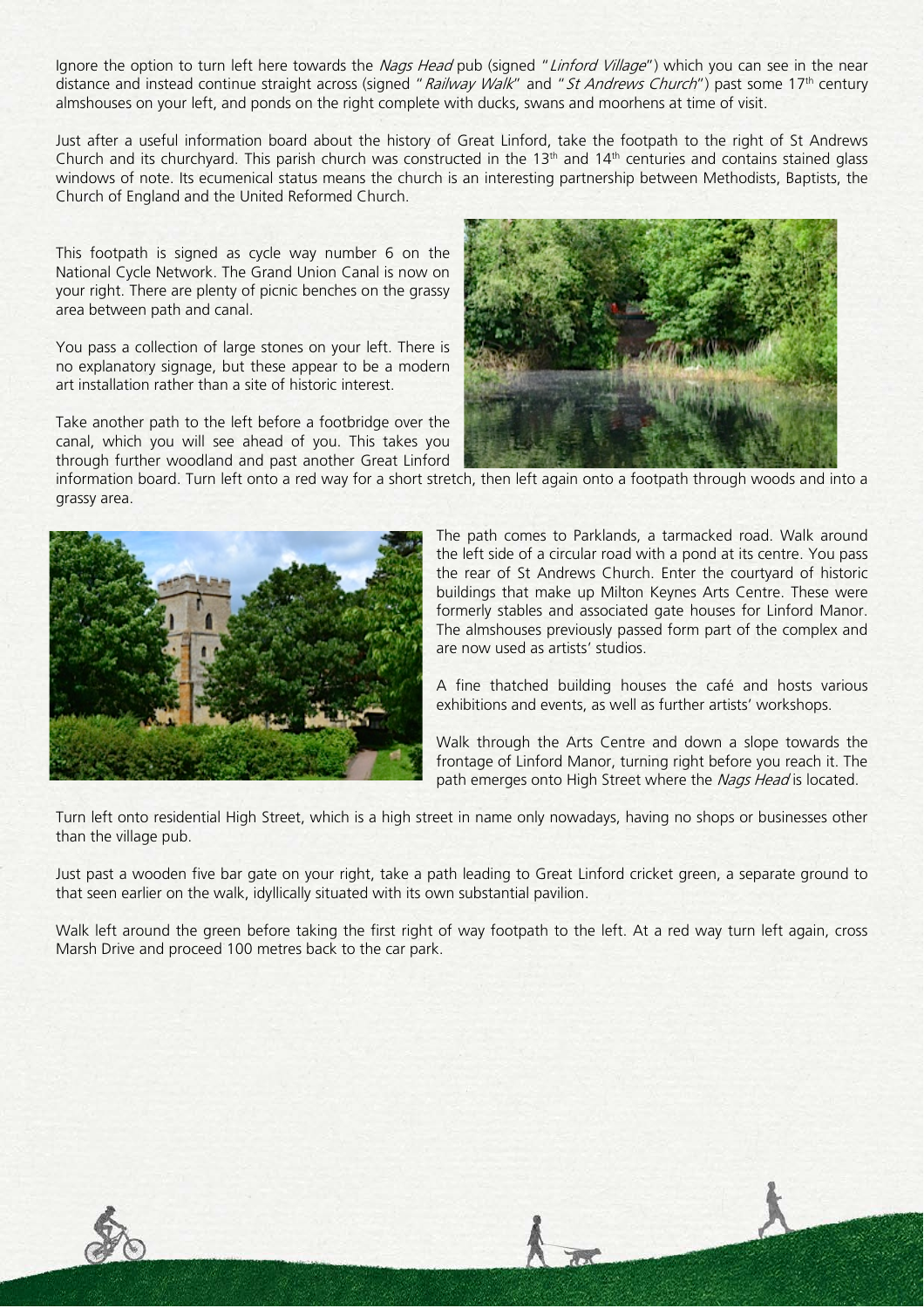Ignore the option to turn left here towards the *Nags Head* pub (signed "*Linford Village*") which you can see in the near distance and instead continue straight across (signed "*Railway Walk*" and "*St Andrews Church*") past some 17th century almshouses on your left, and ponds on the right complete with ducks, swans and moorhens at time of visit.

Just after a useful information board about the history of Great Linford, take the footpath to the right of St Andrews Church and its churchyard. This parish church was constructed in the 13th and 14th centuries and contains stained glass windows of note. Its ecumenical status means the church is an interesting partnership between Methodists, Baptists, the Church of England and the United Reformed Church.

This footpath is signed as cycle way number 6 on the National Cycle Network. The Grand Union Canal is now on your right. There are plenty of picnic benches on the grassy area between path and canal.

You pass a collection of large stones on your left. There is no explanatory signage, but these appear to be a modern art installation rather than a site of historic interest.

Take another path to the left before a footbridge over the canal, which you will see ahead of you. This takes you through further woodland and past another Great Linford information board. Turn left onto a red way for a short stretch, then left again onto a footpath through woods and into a grassy area.

The path comes to Parklands, a tarmacked road. Walk around the left side of a circular road with a pond at its centre. You pass the rear of St Andrews Church. Enter the courtyard of historic buildings that make up Milton Keynes Arts Centre. These were formerly stables and associated gate houses for Linford Manor. The almshouses previously passed form part of the complex and are now used as artists' studios.

A fine thatched building houses the café and hosts various exhibitions and events, as well as further artists' workshops.

Walk through the Arts Centre and down a slope towards the frontage of Linford Manor, turning right before you reach it. The path emerges onto High Street where the *Nags Head* is located.

Turn left onto residential High Street, which is a high street in name only nowadays, having no shops or businesses other than the village pub.

Just past a wooden five bar gate on your right, take a path leading to Great Linford cricket green, a separate ground to that seen earlier on the walk, idyllically situated with its own substantial pavilion.

Walk left around the green before taking the first right of way footpath to the left. At a red way turn left again, cross Marsh Drive and proceed 100 metres back to the car park.